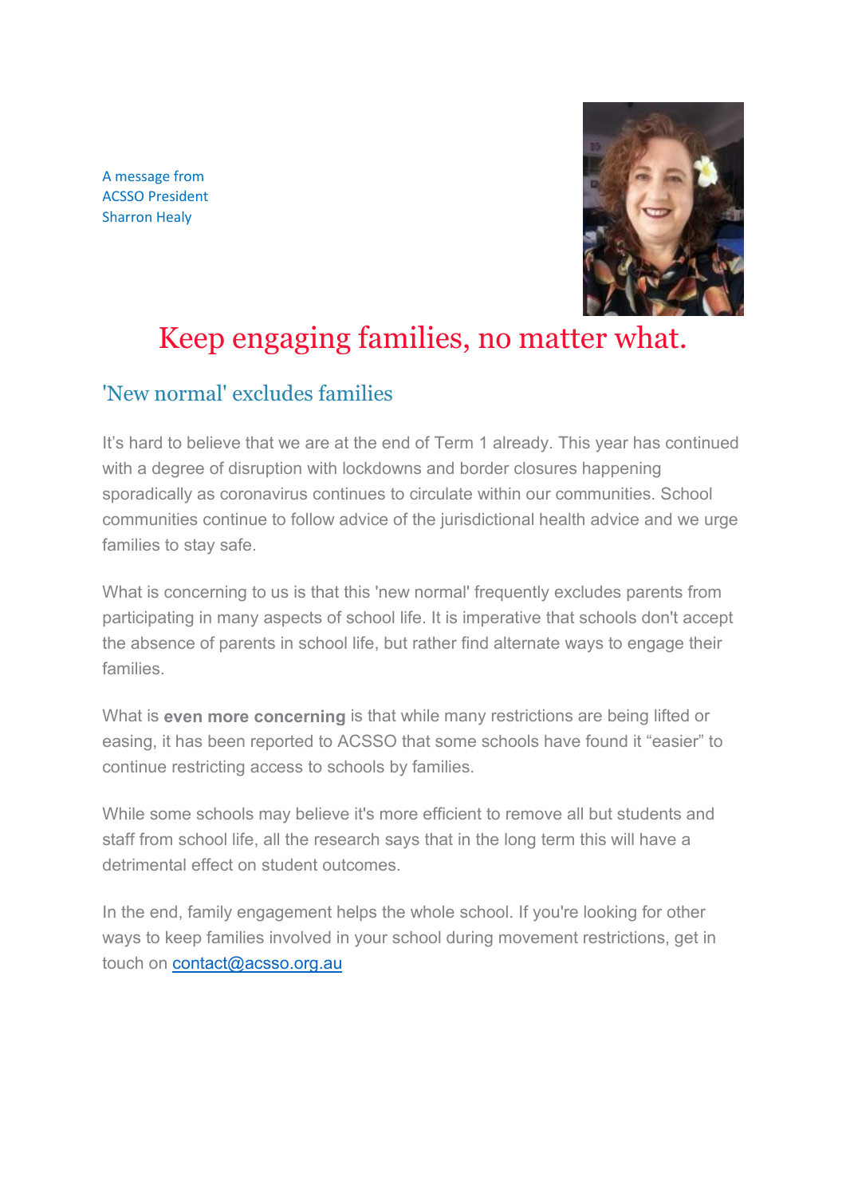A message from
ACSSO President
Sharron Healy

# Keep engaging families, no matter what.

## 'New normal' excludes families

It's hard to believe that we are at the end of Term 1 already. This year has continued with a degree of disruption with lockdowns and border closures happening sporadically as coronavirus continues to circulate within our communities. School communities continue to follow advice of the jurisdictional health advice and we urge families to stay safe.

What is concerning to us is that this 'new normal' frequently excludes parents from participating in many aspects of school life. It is imperative that schools don't accept the absence of parents in school life, but rather find alternate ways to engage their families.

What is **even more concerning** is that while many restrictions are being lifted or easing, it has been reported to ACSSO that some schools have found it "easier" to continue restricting access to schools by families.

While some schools may believe it's more efficient to remove all but students and staff from school life, all the research says that in the long term this will have a detrimental effect on student outcomes.

In the end, family engagement helps the whole school. If you're looking for other ways to keep families involved in your school during movement restrictions, get in touch on contact@acsso.org.au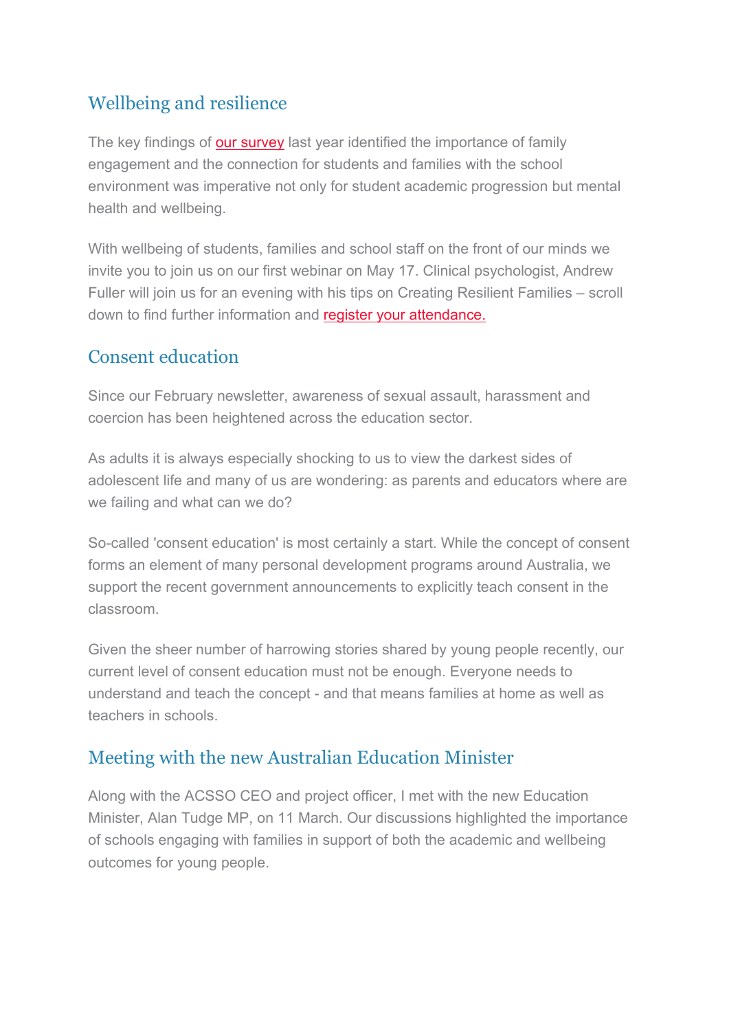## Wellbeing and resilience

The key findings of our survey last year identified the importance of family engagement and the connection for students and families with the school environment was imperative not only for student academic progression but mental health and wellbeing.

With wellbeing of students, families and school staff on the front of our minds we invite you to join us on our first webinar on May 17. Clinical psychologist, Andrew Fuller will join us for an evening with his tips on Creating Resilient Families – scroll down to find further information and register your attendance.

## Consent education

Since our February newsletter, awareness of sexual assault, harassment and coercion has been heightened across the education sector.

As adults it is always especially shocking to us to view the darkest sides of adolescent life and many of us are wondering: as parents and educators where are we failing and what can we do?

So-called 'consent education' is most certainly a start. While the concept of consent forms an element of many personal development programs around Australia, we support the recent government announcements to explicitly teach consent in the classroom.

Given the sheer number of harrowing stories shared by young people recently, our current level of consent education must not be enough. Everyone needs to understand and teach the concept - and that means families at home as well as teachers in schools.

## Meeting with the new Australian Education Minister

Along with the ACSSO CEO and project officer, I met with the new Education Minister, Alan Tudge MP, on 11 March. Our discussions highlighted the importance of schools engaging with families in support of both the academic and wellbeing outcomes for young people.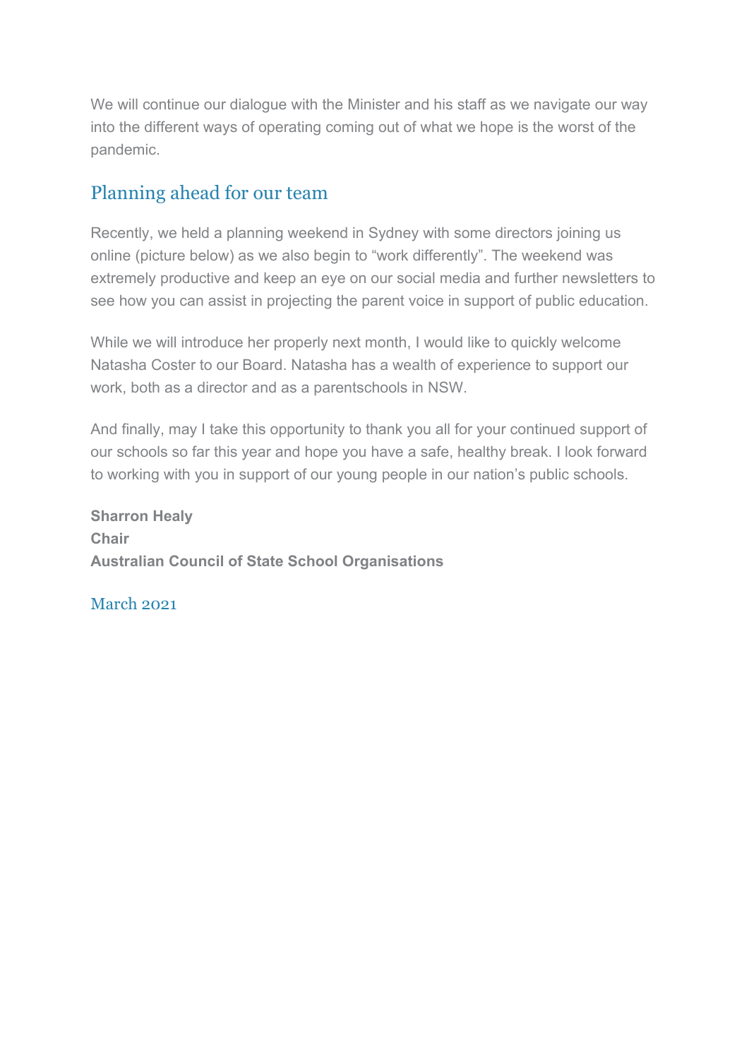We will continue our dialogue with the Minister and his staff as we navigate our way into the different ways of operating coming out of what we hope is the worst of the pandemic.

## Planning ahead for our team

Recently, we held a planning weekend in Sydney with some directors joining us online (picture below) as we also begin to “work differently”. The weekend was extremely productive and keep an eye on our social media and further newsletters to see how you can assist in projecting the parent voice in support of public education.

While we will introduce her properly next month, I would like to quickly welcome Natasha Coster to our Board. Natasha has a wealth of experience to support our work, both as a director and as a parentschools in NSW.

And finally, may I take this opportunity to thank you all for your continued support of our schools so far this year and hope you have a safe, healthy break. I look forward to working with you in support of our young people in our nation’s public schools.

**Sharron Healy**
**Chair**
**Australian Council of State School Organisations**

March 2021